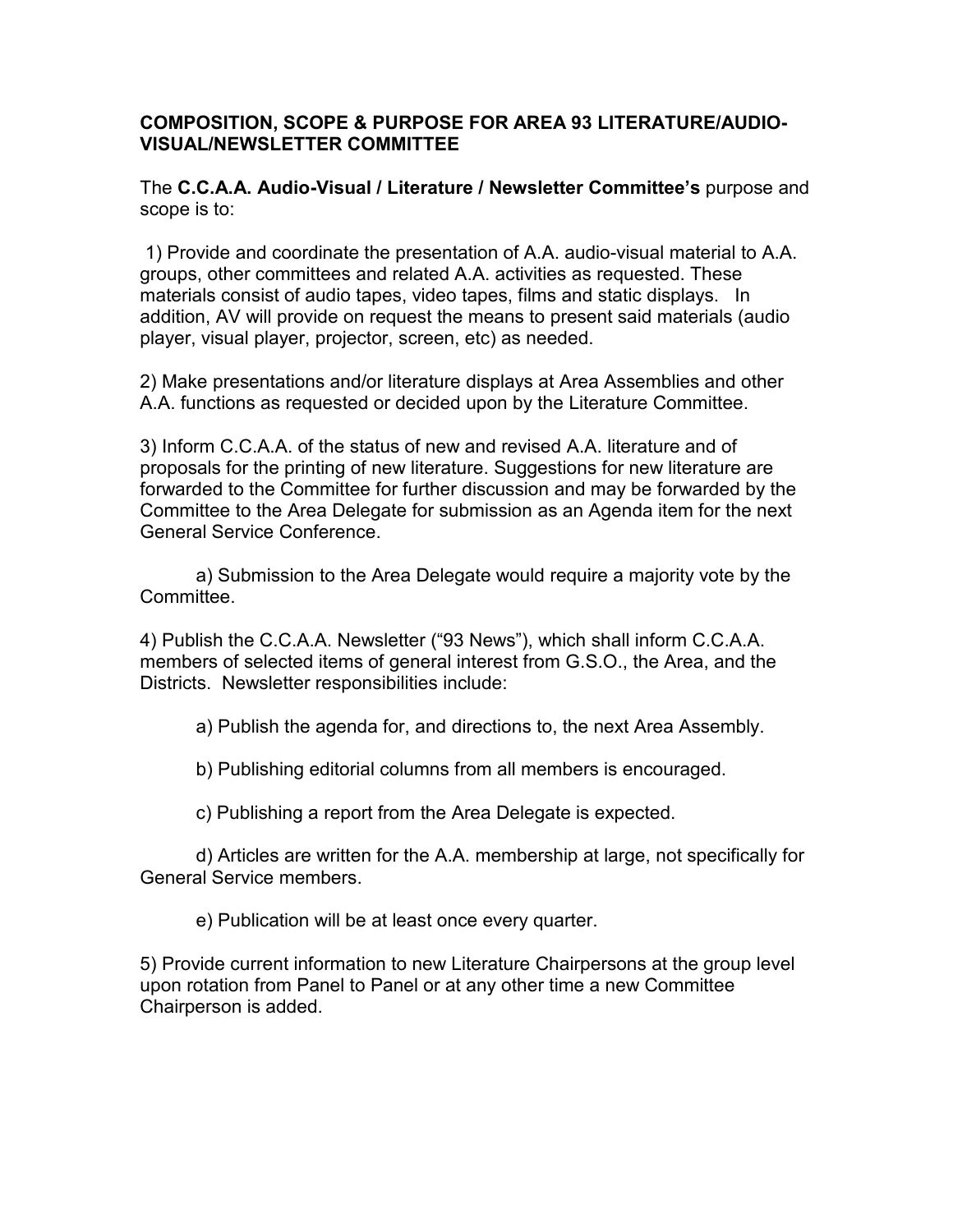## COMPOSITION, SCOPE & PURPOSE FOR AREA 93 LITERATURE/AUDIO-VISUAL/NEWSLETTER COMMITTEE

The **C.C.A.A. Audio-Visual / Literature / Newsletter Committee's** purpose and scope is to:

1) Provide and coordinate the presentation of A.A. audio-visual material to A.A. groups, other committees and related A.A. activities as requested. These materials consist of audio tapes, video tapes, films and static displays. In addition, AV will provide on request the means to present said materials (audio player, visual player, projector, screen, etc) as needed.

2) Make presentations and/or literature displays at Area Assemblies and other A.A. functions as requested or decided upon by the Literature Committee.

3) Inform C.C.A.A. of the status of new and revised A.A. literature and of proposals for the printing of new literature. Suggestions for new literature are forwarded to the Committee for further discussion and may be forwarded by the Committee to the Area Delegate for submission as an Agenda item for the next General Service Conference.

   a) Submission to the Area Delegate would require a majority vote by the Committee.

4) Publish the C.C.A.A. Newsletter ("93 News"), which shall inform C.C.A.A. members of selected items of general interest from G.S.O., the Area, and the Districts. Newsletter responsibilities include:

   a) Publish the agenda for, and directions to, the next Area Assembly.

   b) Publishing editorial columns from all members is encouraged.

   c) Publishing a report from the Area Delegate is expected.

   d) Articles are written for the A.A. membership at large, not specifically for General Service members.

   e) Publication will be at least once every quarter.

5) Provide current information to new Literature Chairpersons at the group level upon rotation from Panel to Panel or at any other time a new Committee Chairperson is added.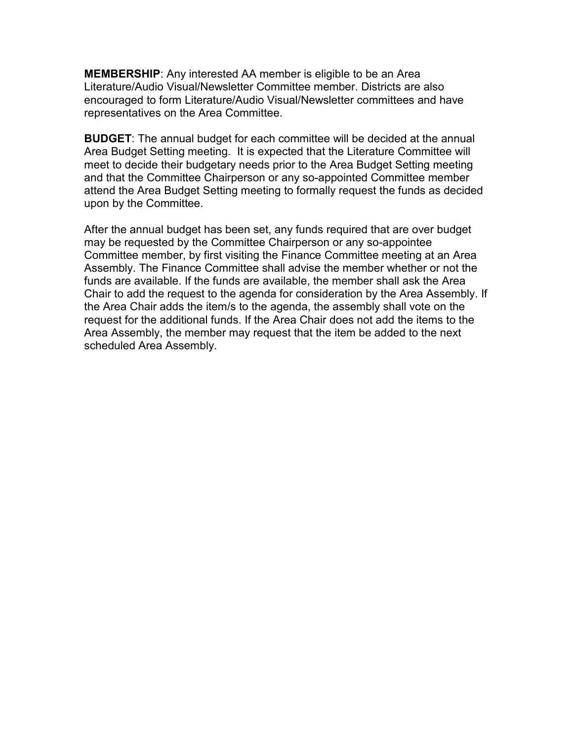**MEMBERSHIP**: Any interested AA member is eligible to be an Area Literature/Audio Visual/Newsletter Committee member. Districts are also encouraged to form Literature/Audio Visual/Newsletter committees and have representatives on the Area Committee.

**BUDGET**: The annual budget for each committee will be decided at the annual Area Budget Setting meeting. It is expected that the Literature Committee will meet to decide their budgetary needs prior to the Area Budget Setting meeting and that the Committee Chairperson or any so-appointed Committee member attend the Area Budget Setting meeting to formally request the funds as decided upon by the Committee.

After the annual budget has been set, any funds required that are over budget may be requested by the Committee Chairperson or any so-appointee Committee member, by first visiting the Finance Committee meeting at an Area Assembly. The Finance Committee shall advise the member whether or not the funds are available. If the funds are available, the member shall ask the Area Chair to add the request to the agenda for consideration by the Area Assembly. If the Area Chair adds the item/s to the agenda, the assembly shall vote on the request for the additional funds. If the Area Chair does not add the items to the Area Assembly, the member may request that the item be added to the next scheduled Area Assembly.